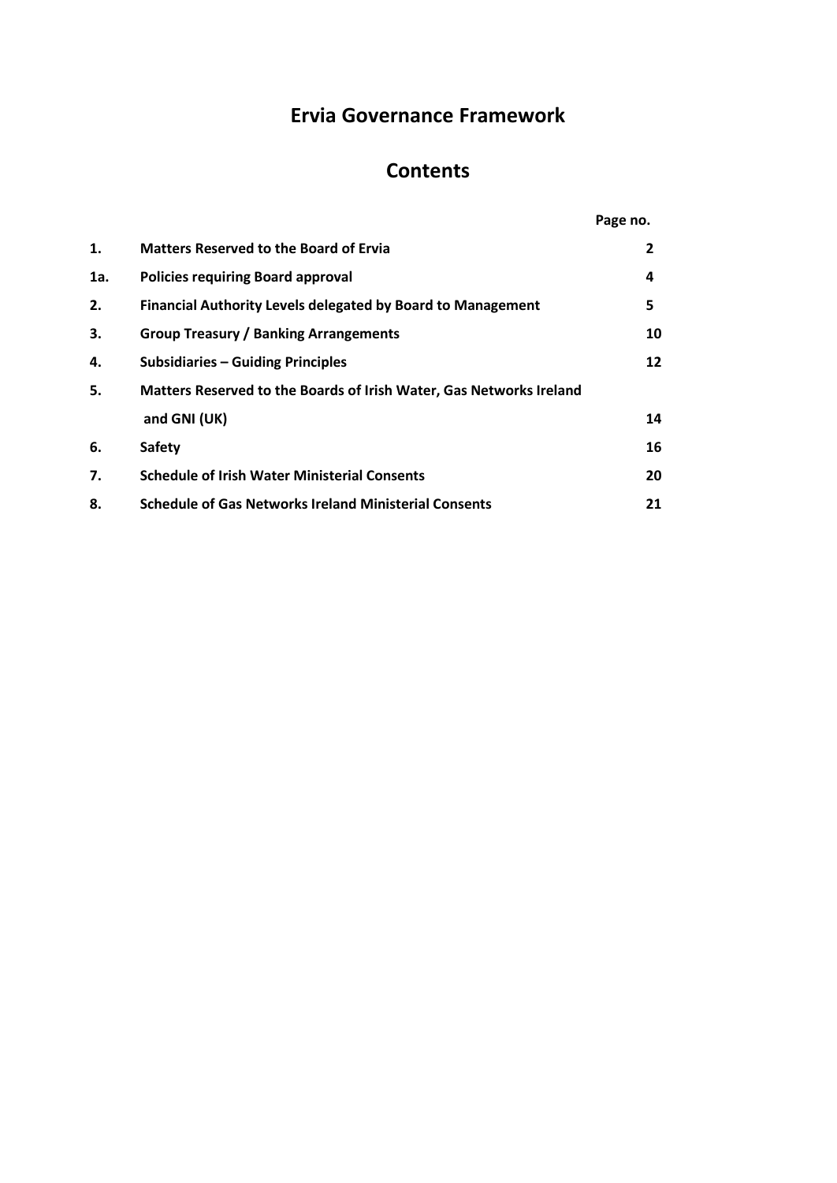# Ervia Governance Framework

## Contents

| | | Page no. |
|---|---|---|
| **1.** | **Matters Reserved to the Board of Ervia** | **2** |
| **1a.** | **Policies requiring Board approval** | **4** |
| **2.** | **Financial Authority Levels delegated by Board to Management** | **5** |
| **3.** | **Group Treasury / Banking Arrangements** | **10** |
| **4.** | **Subsidiaries – Guiding Principles** | **12** |
| **5.** | **Matters Reserved to the Boards of Irish Water, Gas Networks Ireland and GNI (UK)** | **14** |
| **6.** | **Safety** | **16** |
| **7.** | **Schedule of Irish Water Ministerial Consents** | **20** |
| **8.** | **Schedule of Gas Networks Ireland Ministerial Consents** | **21** |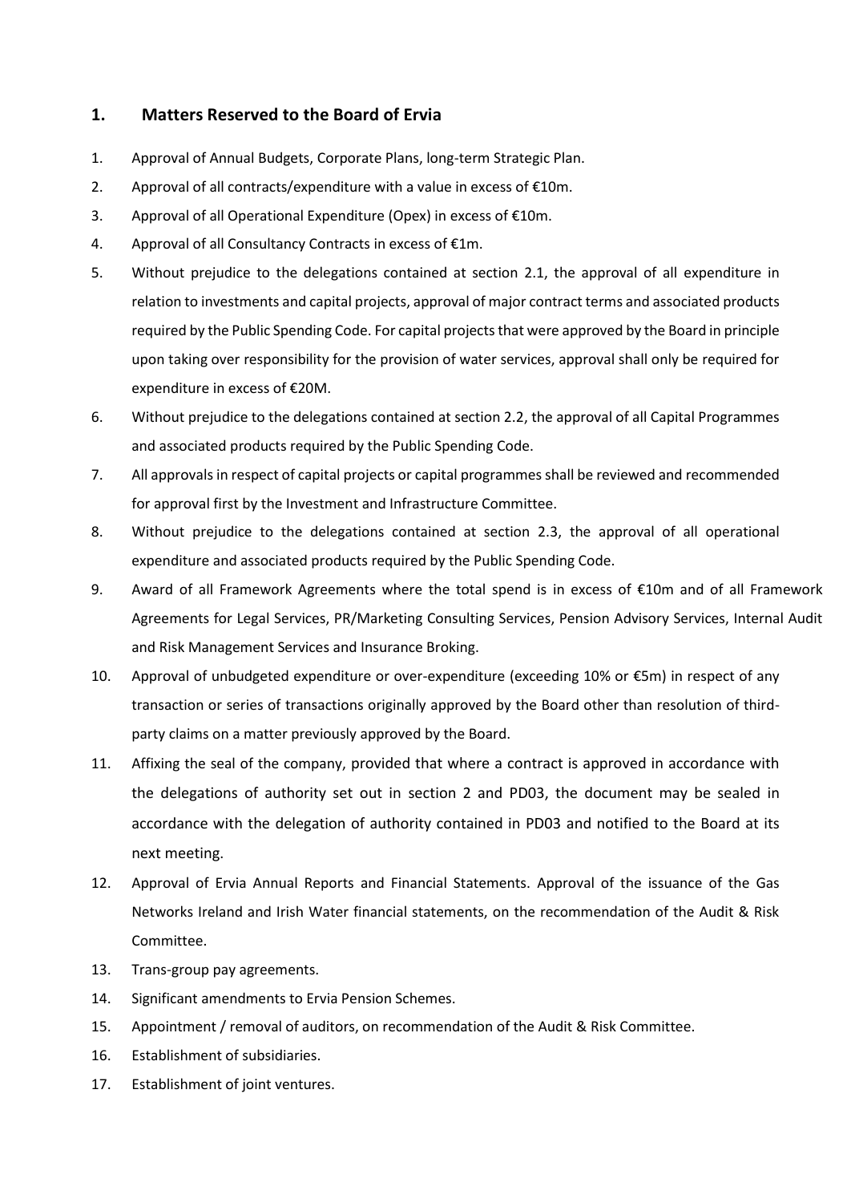## 1. Matters Reserved to the Board of Ervia

1. Approval of Annual Budgets, Corporate Plans, long-term Strategic Plan.
2. Approval of all contracts/expenditure with a value in excess of €10m.
3. Approval of all Operational Expenditure (Opex) in excess of €10m.
4. Approval of all Consultancy Contracts in excess of €1m.
5. Without prejudice to the delegations contained at section 2.1, the approval of all expenditure in relation to investments and capital projects, approval of major contract terms and associated products required by the Public Spending Code. For capital projects that were approved by the Board in principle upon taking over responsibility for the provision of water services, approval shall only be required for expenditure in excess of €20M.
6. Without prejudice to the delegations contained at section 2.2, the approval of all Capital Programmes and associated products required by the Public Spending Code.
7. All approvals in respect of capital projects or capital programmes shall be reviewed and recommended for approval first by the Investment and Infrastructure Committee.
8. Without prejudice to the delegations contained at section 2.3, the approval of all operational expenditure and associated products required by the Public Spending Code.
9. Award of all Framework Agreements where the total spend is in excess of €10m and of all Framework Agreements for Legal Services, PR/Marketing Consulting Services, Pension Advisory Services, Internal Audit and Risk Management Services and Insurance Broking.
10. Approval of unbudgeted expenditure or over-expenditure (exceeding 10% or €5m) in respect of any transaction or series of transactions originally approved by the Board other than resolution of third-party claims on a matter previously approved by the Board.
11. Affixing the seal of the company, provided that where a contract is approved in accordance with the delegations of authority set out in section 2 and PD03, the document may be sealed in accordance with the delegation of authority contained in PD03 and notified to the Board at its next meeting.
12. Approval of Ervia Annual Reports and Financial Statements. Approval of the issuance of the Gas Networks Ireland and Irish Water financial statements, on the recommendation of the Audit & Risk Committee.
13. Trans-group pay agreements.
14. Significant amendments to Ervia Pension Schemes.
15. Appointment / removal of auditors, on recommendation of the Audit & Risk Committee.
16. Establishment of subsidiaries.
17. Establishment of joint ventures.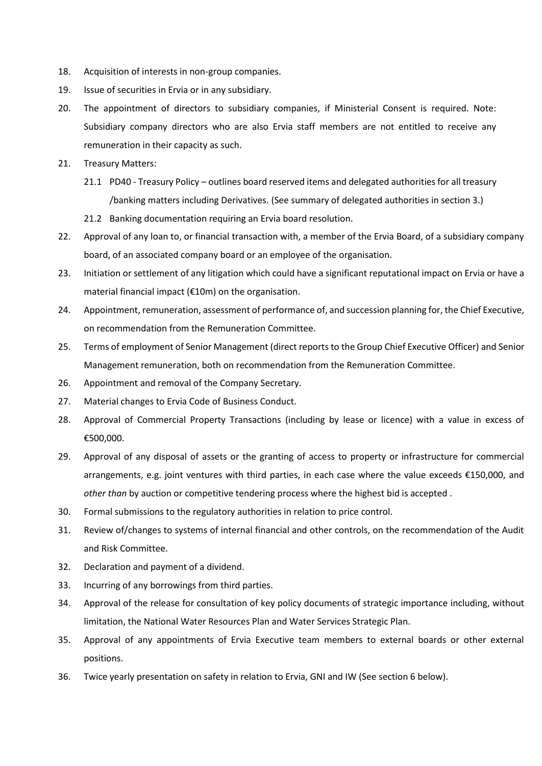18. Acquisition of interests in non-group companies.
19. Issue of securities in Ervia or in any subsidiary.
20. The appointment of directors to subsidiary companies, if Ministerial Consent is required. Note: Subsidiary company directors who are also Ervia staff members are not entitled to receive any remuneration in their capacity as such.
21. Treasury Matters:
    21.1 PD40 - Treasury Policy – outlines board reserved items and delegated authorities for all treasury /banking matters including Derivatives. (See summary of delegated authorities in section 3.)
    21.2 Banking documentation requiring an Ervia board resolution.
22. Approval of any loan to, or financial transaction with, a member of the Ervia Board, of a subsidiary company board, of an associated company board or an employee of the organisation.
23. Initiation or settlement of any litigation which could have a significant reputational impact on Ervia or have a material financial impact (€10m) on the organisation.
24. Appointment, remuneration, assessment of performance of, and succession planning for, the Chief Executive, on recommendation from the Remuneration Committee.
25. Terms of employment of Senior Management (direct reports to the Group Chief Executive Officer) and Senior Management remuneration, both on recommendation from the Remuneration Committee.
26. Appointment and removal of the Company Secretary.
27. Material changes to Ervia Code of Business Conduct.
28. Approval of Commercial Property Transactions (including by lease or licence) with a value in excess of €500,000.
29. Approval of any disposal of assets or the granting of access to property or infrastructure for commercial arrangements, e.g. joint ventures with third parties, in each case where the value exceeds €150,000, and *other than* by auction or competitive tendering process where the highest bid is accepted .
30. Formal submissions to the regulatory authorities in relation to price control.
31. Review of/changes to systems of internal financial and other controls, on the recommendation of the Audit and Risk Committee.
32. Declaration and payment of a dividend.
33. Incurring of any borrowings from third parties.
34. Approval of the release for consultation of key policy documents of strategic importance including, without limitation, the National Water Resources Plan and Water Services Strategic Plan.
35. Approval of any appointments of Ervia Executive team members to external boards or other external positions.
36. Twice yearly presentation on safety in relation to Ervia, GNI and IW (See section 6 below).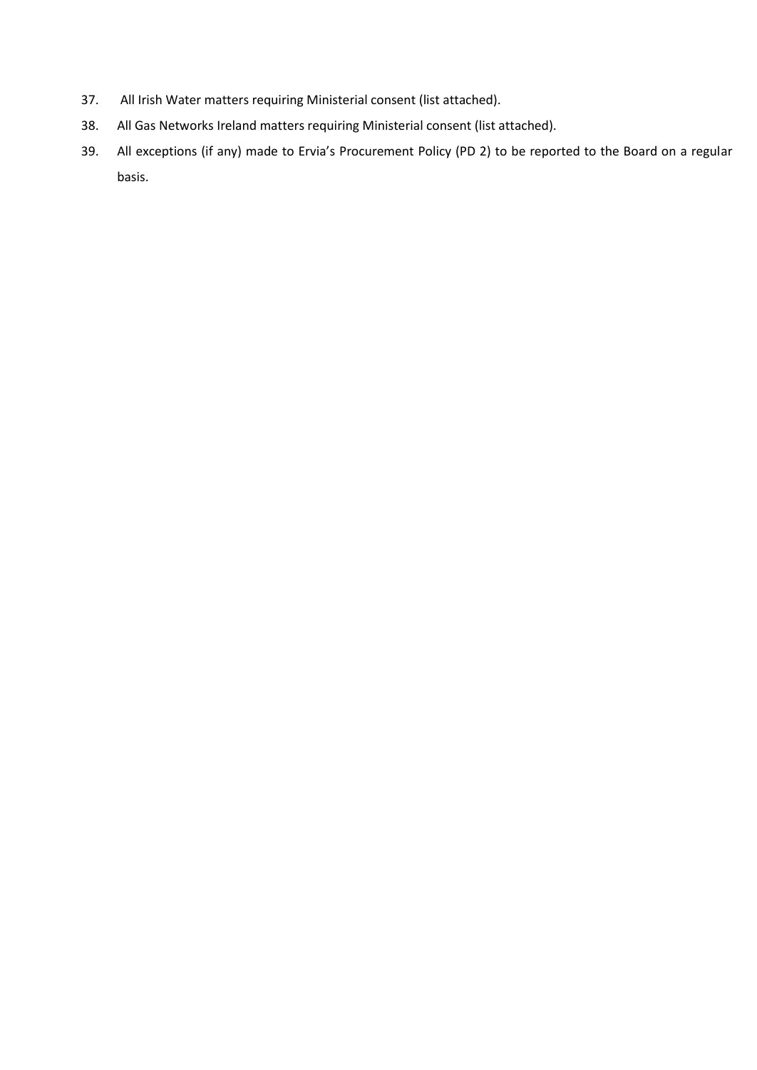37. All Irish Water matters requiring Ministerial consent (list attached).
38. All Gas Networks Ireland matters requiring Ministerial consent (list attached).
39. All exceptions (if any) made to Ervia's Procurement Policy (PD 2) to be reported to the Board on a regular basis.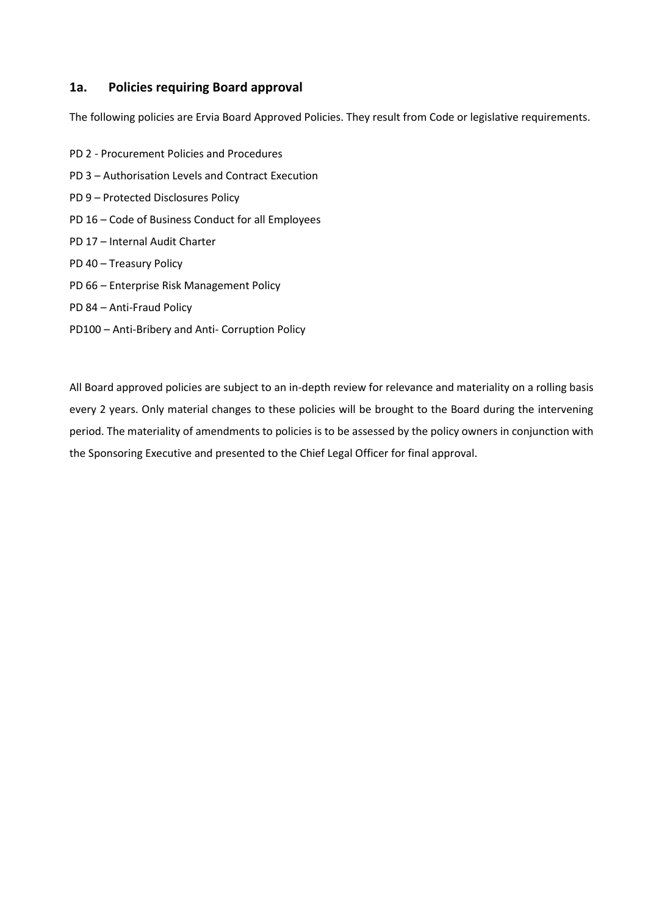## 1a. Policies requiring Board approval

The following policies are Ervia Board Approved Policies. They result from Code or legislative requirements.

PD 2 - Procurement Policies and Procedures

PD 3 – Authorisation Levels and Contract Execution

PD 9 – Protected Disclosures Policy

PD 16 – Code of Business Conduct for all Employees

PD 17 – Internal Audit Charter

PD 40 – Treasury Policy

PD 66 – Enterprise Risk Management Policy

PD 84 – Anti-Fraud Policy

PD100 – Anti-Bribery and Anti- Corruption Policy

All Board approved policies are subject to an in-depth review for relevance and materiality on a rolling basis every 2 years. Only material changes to these policies will be brought to the Board during the intervening period. The materiality of amendments to policies is to be assessed by the policy owners in conjunction with the Sponsoring Executive and presented to the Chief Legal Officer for final approval.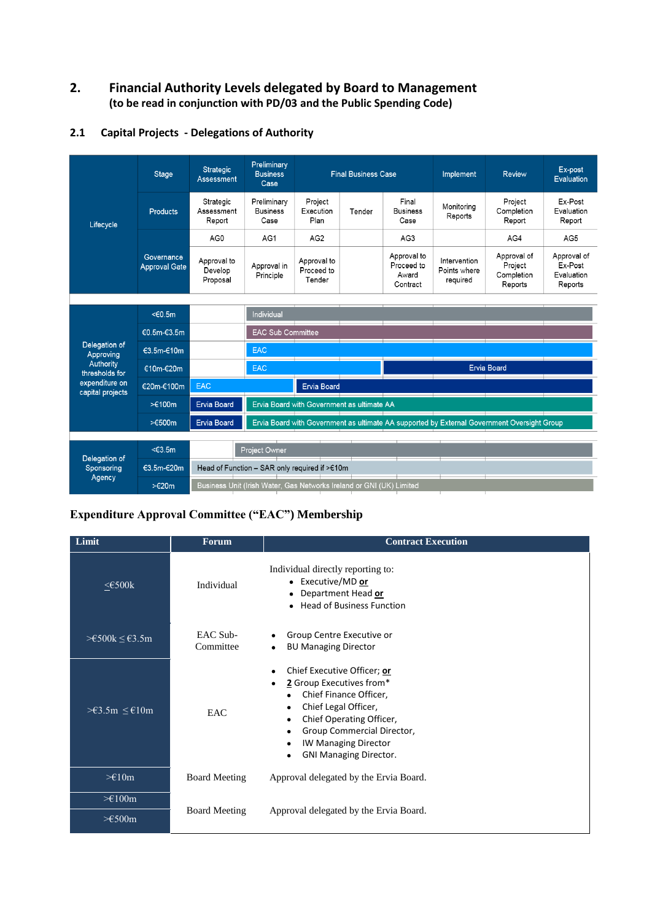## 2. Financial Authority Levels delegated by Board to Management
**(to be read in conjunction with PD/03 and the Public Spending Code)**

### 2.1 Capital Projects - Delegations of Authority

| Lifecycle | | | | | | | | | |
|---|---|---|---|---|---|---|---|---|---|
| Stage | Strategic Assessment | Preliminary Business Case | Final Business Case | | | Implement | Review | Ex-post Evaluation |
| Products | Strategic Assessment Report | Preliminary Business Case | Project Execution Plan | Tender | Final Business Case | Monitoring Reports | Project Completion Report | Ex-Post Evaluation Report |
| | AG0 | AG1 | AG2 | | AG3 | | AG4 | AG5 |
| Governance Approval Gate | Approval to Develop Proposal | Approval in Principle | Approval to Proceed to Tender | | Approval to Proceed to Award Contract | Intervention Points where required | Approval of Project Completion Reports | Approval of Ex-Post Evaluation Reports |

**Delegation of Approving Authority thresholds for expenditure on capital projects**

| Threshold | Delegation |
|---|---|
| <€0.5m | Individual |
| €0.5m-€3.5m | EAC Sub Committee |
| €3.5m-€10m | EAC |
| €10m-€20m | EAC (up to AG2); Ervia Board (from AG3) |
| €20m-€100m | EAC (AG0–AG1); Ervia Board (from AG2) |
| >€100m | Ervia Board (AG0); Ervia Board with Government as ultimate AA (from AG1) |
| >€500m | Ervia Board (AG0); Ervia Board with Government as ultimate AA supported by External Government Oversight Group (from AG1) |

**Delegation of Sponsoring Agency**

| Threshold | Sponsoring Agency |
|---|---|
| <€3.5m | Project Owner |
| €3.5m-€20m | Head of Function – SAR only required if >€10m |
| >€20m | Business Unit (Irish Water, Gas Networks Ireland or GNI (UK) Limited |

**Expenditure Approval Committee ("EAC") Membership**

| Limit | Forum | Contract Execution |
|---|---|---|
| ≤€500k | Individual | Individual directly reporting to:<br>• Executive/MD **or**<br>• Department Head **or**<br>• Head of Business Function |
| >€500k ≤ €3.5m | EAC Sub-Committee | • Group Centre Executive or<br>• BU Managing Director |
| >€3.5m ≤ €10m | EAC | • Chief Executive Officer; **or**<br>• 2 Group Executives from*<br>  • Chief Finance Officer,<br>  • Chief Legal Officer,<br>  • Chief Operating Officer,<br>  • Group Commercial Director,<br>  • IW Managing Director<br>  • GNI Managing Director. |
| >€10m | Board Meeting | Approval delegated by the Ervia Board. |
| >€100m<br>>€500m | Board Meeting | Approval delegated by the Ervia Board. |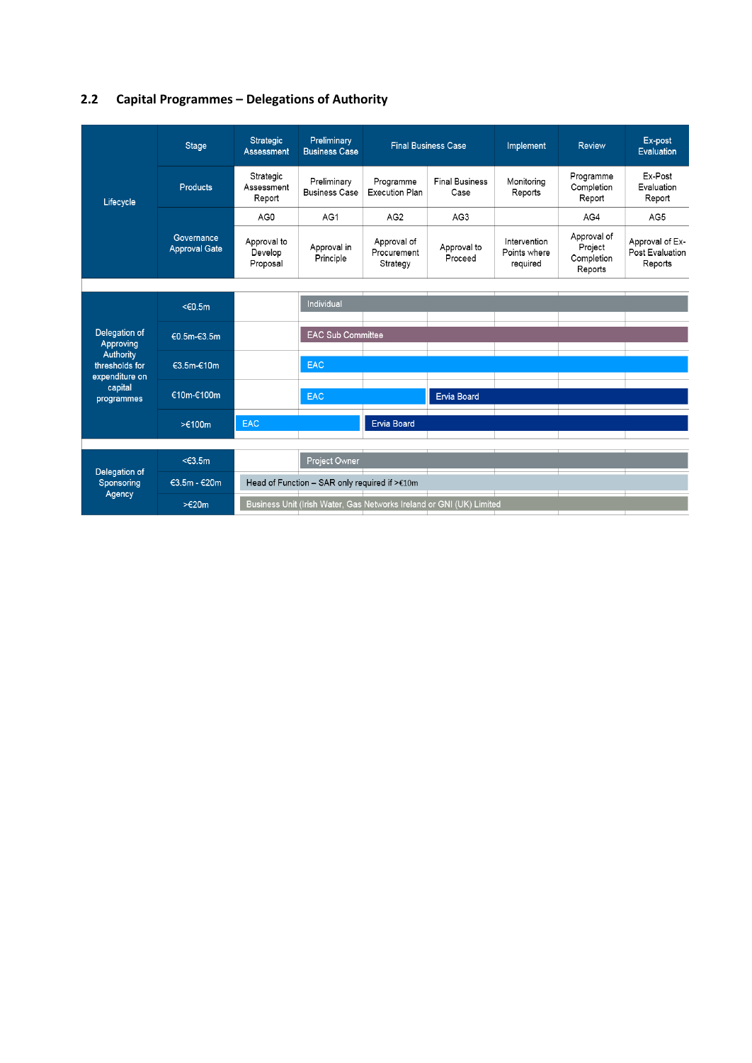## 2.2 Capital Programmes – Delegations of Authority

| Lifecycle | | | | | | | | |
|---|---|---|---|---|---|---|---|---|
| | Stage | Strategic Assessment | Preliminary Business Case | Final Business Case | | Implement | Review | Ex-post Evaluation |
| | Products | Strategic Assessment Report | Preliminary Business Case | Programme Execution Plan | Final Business Case | Monitoring Reports | Programme Completion Report | Ex-Post Evaluation Report |
| | | AG0 | AG1 | AG2 | AG3 | | AG4 | AG5 |
| | Governance Approval Gate | Approval to Develop Proposal | Approval in Principle | Approval of Procurement Strategy | Approval to Proceed | Intervention Points where required | Approval of Project Completion Reports | Approval of Ex-Post Evaluation Reports |
| **Delegation of Approving Authority thresholds for expenditure on capital programmes** | <€0.5m | | Individual | Individual | Individual | Individual | Individual | Individual |
| | €0.5m-€3.5m | | EAC Sub Committee | EAC Sub Committee | EAC Sub Committee | EAC Sub Committee | EAC Sub Committee | EAC Sub Committee |
| | €3.5m-€10m | | EAC | EAC | EAC | EAC | EAC | EAC |
| | €10m-€100m | | EAC | EAC | Ervia Board | Ervia Board | Ervia Board | Ervia Board |
| | >€100m | EAC | EAC | Ervia Board | Ervia Board | Ervia Board | Ervia Board | Ervia Board |
| **Delegation of Sponsoring Agency** | <€3.5m | | Project Owner | Project Owner | Project Owner | Project Owner | Project Owner | Project Owner |
| | €3.5m - €20m | Head of Function – SAR only required if >€10m | Head of Function | Head of Function | Head of Function | Head of Function | Head of Function | Head of Function |
| | >€20m | Business Unit (Irish Water, Gas Networks Ireland or GNI (UK) Limited | Business Unit | Business Unit | Business Unit | Business Unit | Business Unit | Business Unit |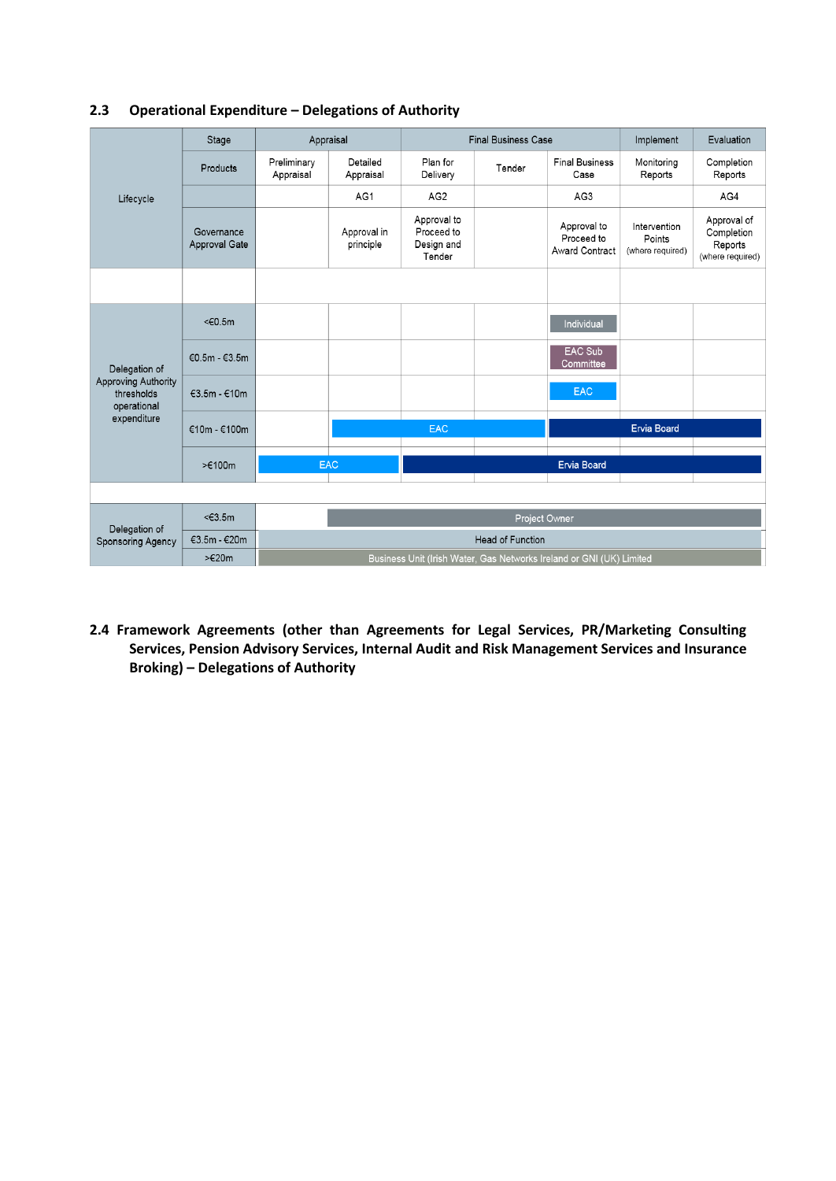## 2.3 Operational Expenditure – Delegations of Authority

| | Stage | Appraisal | | Final Business Case | | | Implement | Evaluation |
|---|---|---|---|---|---|---|---|---|
| Lifecycle | Products | Preliminary Appraisal | Detailed Appraisal | Plan for Delivery | Tender | Final Business Case | Monitoring Reports | Completion Reports |
| | | | AG1 | AG2 | | AG3 | | AG4 |
| | Governance Approval Gate | | Approval in principle | Approval to Proceed to Design and Tender | | Approval to Proceed to Award Contract | Intervention Points (where required) | Approval of Completion Reports (where required) |
| Delegation of Approving Authority thresholds operational expenditure | <€0.5m | | | | | Individual | | |
| | €0.5m - €3.5m | | | | | EAC Sub Committee | | |
| | €3.5m - €10m | | | | | EAC | | |
| | €10m - €100m | | EAC | EAC | EAC | Ervia Board | Ervia Board | Ervia Board |
| | >€100m | EAC | EAC | Ervia Board | Ervia Board | Ervia Board | Ervia Board | Ervia Board |
| Delegation of Sponsoring Agency | <€3.5m | | Project Owner | Project Owner | Project Owner | Project Owner | Project Owner | Project Owner |
| | €3.5m - €20m | Head of Function | Head of Function | Head of Function | Head of Function | Head of Function | Head of Function | Head of Function |
| | >€20m | Business Unit (Irish Water, Gas Networks Ireland or GNI (UK) Limited | Business Unit (Irish Water, Gas Networks Ireland or GNI (UK) Limited | Business Unit (Irish Water, Gas Networks Ireland or GNI (UK) Limited | Business Unit (Irish Water, Gas Networks Ireland or GNI (UK) Limited | Business Unit (Irish Water, Gas Networks Ireland or GNI (UK) Limited | Business Unit (Irish Water, Gas Networks Ireland or GNI (UK) Limited | Business Unit (Irish Water, Gas Networks Ireland or GNI (UK) Limited |

## 2.4 Framework Agreements (other than Agreements for Legal Services, PR/Marketing Consulting Services, Pension Advisory Services, Internal Audit and Risk Management Services and Insurance Broking) – Delegations of Authority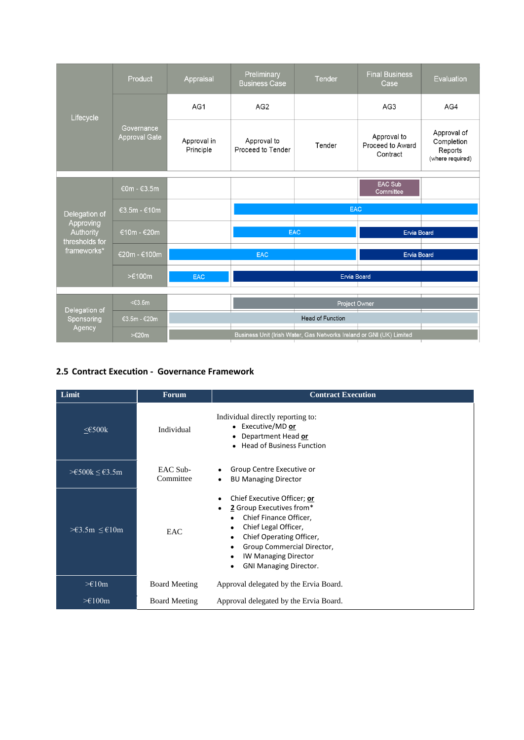| Lifecycle | Product | Appraisal | Preliminary Business Case | Tender | Final Business Case | Evaluation |
|---|---|---|---|---|---|---|
| | Governance Approval Gate | AG1 | AG2 | | AG3 | AG4 |
| | | Approval in Principle | Approval to Proceed to Tender | Tender | Approval to Proceed to Award Contract | Approval of Completion Reports (where required) |
| Delegation of Approving Authority thresholds for frameworks* | €0m - €3.5m | | | | EAC Sub Committee | |
| | €3.5m - €10m | | EAC | EAC | EAC | EAC |
| | €10m - €20m | | EAC | EAC | Ervia Board | Ervia Board |
| | €20m - €100m | EAC | EAC | EAC | Ervia Board | Ervia Board |
| | >€100m | EAC | Ervia Board | Ervia Board | Ervia Board | Ervia Board |
| Delegation of Sponsoring Agency | <€3.5m | | Project Owner | Project Owner | Project Owner | Project Owner |
| | €3.5m - €20m | Head of Function | Head of Function | Head of Function | Head of Function | Head of Function |
| | >€20m | Business Unit (Irish Water, Gas Networks Ireland or GNI (UK) Limited | Business Unit (Irish Water, Gas Networks Ireland or GNI (UK) Limited | Business Unit (Irish Water, Gas Networks Ireland or GNI (UK) Limited | Business Unit (Irish Water, Gas Networks Ireland or GNI (UK) Limited | Business Unit (Irish Water, Gas Networks Ireland or GNI (UK) Limited |

## 2.5 Contract Execution - Governance Framework

| Limit | Forum | Contract Execution |
|---|---|---|
| ≤€500k | Individual | Individual directly reporting to:<br>• Executive/MD **or**<br>• Department Head **or**<br>• Head of Business Function |
| >€500k ≤ €3.5m | EAC Sub-Committee | • Group Centre Executive or<br>• BU Managing Director |
| >€3.5m ≤ €10m | EAC | • Chief Executive Officer; **or**<br>• 2 Group Executives from*<br>  • Chief Finance Officer,<br>  • Chief Legal Officer,<br>  • Chief Operating Officer,<br>  • Group Commercial Director,<br>  • IW Managing Director<br>  • GNI Managing Director. |
| >€10m | Board Meeting | Approval delegated by the Ervia Board. |
| >€100m | Board Meeting | Approval delegated by the Ervia Board. |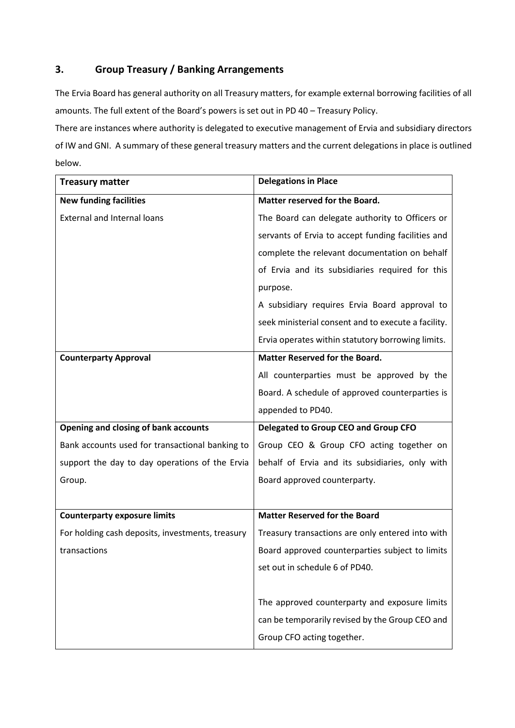## 3. Group Treasury / Banking Arrangements

The Ervia Board has general authority on all Treasury matters, for example external borrowing facilities of all amounts. The full extent of the Board's powers is set out in PD 40 – Treasury Policy.

There are instances where authority is delegated to executive management of Ervia and subsidiary directors of IW and GNI. A summary of these general treasury matters and the current delegations in place is outlined below.

| Treasury matter | Delegations in Place |
|---|---|
| **New funding facilities**<br>External and Internal loans | **Matter reserved for the Board.**<br>The Board can delegate authority to Officers or servants of Ervia to accept funding facilities and complete the relevant documentation on behalf of Ervia and its subsidiaries required for this purpose.<br>A subsidiary requires Ervia Board approval to seek ministerial consent and to execute a facility.<br>Ervia operates within statutory borrowing limits. |
| **Counterparty Approval** | **Matter Reserved for the Board.**<br>All counterparties must be approved by the Board. A schedule of approved counterparties is appended to PD40. |
| **Opening and closing of bank accounts**<br>Bank accounts used for transactional banking to support the day to day operations of the Ervia Group. | **Delegated to Group CEO and Group CFO**<br>Group CEO & Group CFO acting together on behalf of Ervia and its subsidiaries, only with Board approved counterparty. |
| **Counterparty exposure limits**<br>For holding cash deposits, investments, treasury transactions | **Matter Reserved for the Board**<br>Treasury transactions are only entered into with Board approved counterparties subject to limits set out in schedule 6 of PD40.<br><br>The approved counterparty and exposure limits can be temporarily revised by the Group CEO and Group CFO acting together. |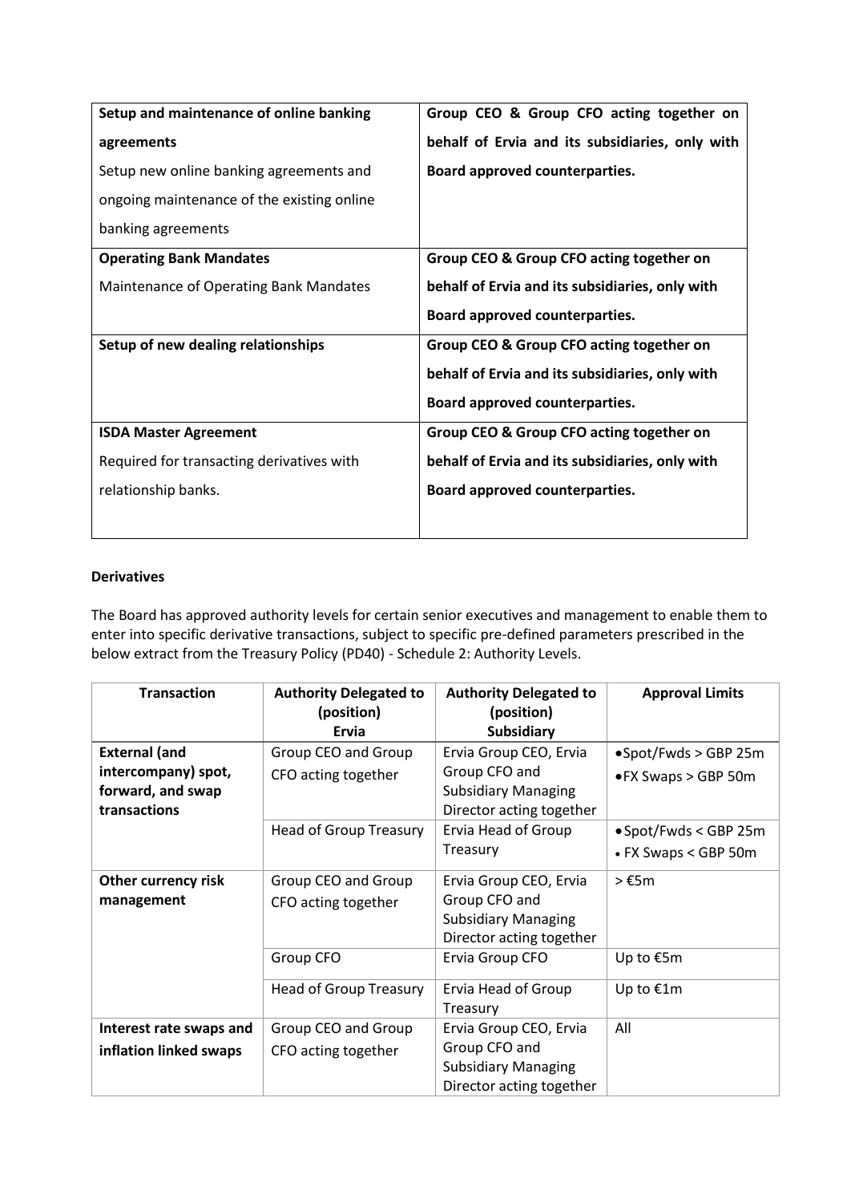| | |
|---|---|
| **Setup and maintenance of online banking agreements**<br>Setup new online banking agreements and ongoing maintenance of the existing online banking agreements | **Group CEO & Group CFO acting together on behalf of Ervia and its subsidiaries, only with Board approved counterparties.** |
| **Operating Bank Mandates**<br>Maintenance of Operating Bank Mandates | **Group CEO & Group CFO acting together on behalf of Ervia and its subsidiaries, only with Board approved counterparties.** |
| **Setup of new dealing relationships** | **Group CEO & Group CFO acting together on behalf of Ervia and its subsidiaries, only with Board approved counterparties.** |
| **ISDA Master Agreement**<br>Required for transacting derivatives with relationship banks. | **Group CEO & Group CFO acting together on behalf of Ervia and its subsidiaries, only with Board approved counterparties.** |

**Derivatives**

The Board has approved authority levels for certain senior executives and management to enable them to enter into specific derivative transactions, subject to specific pre-defined parameters prescribed in the below extract from the Treasury Policy (PD40) - Schedule 2: Authority Levels.

| Transaction | Authority Delegated to (position) Ervia | Authority Delegated to (position) Subsidiary | Approval Limits |
|---|---|---|---|
| **External (and intercompany) spot, forward, and swap transactions** | Group CEO and Group CFO acting together | Ervia Group CEO, Ervia Group CFO and Subsidiary Managing Director acting together | • Spot/Fwds > GBP 25m<br>• FX Swaps > GBP 50m |
| | Head of Group Treasury | Ervia Head of Group Treasury | • Spot/Fwds < GBP 25m<br>• FX Swaps < GBP 50m |
| **Other currency risk management** | Group CEO and Group CFO acting together | Ervia Group CEO, Ervia Group CFO and Subsidiary Managing Director acting together | > €5m |
| | Group CFO | Ervia Group CFO | Up to €5m |
| | Head of Group Treasury | Ervia Head of Group Treasury | Up to €1m |
| **Interest rate swaps and inflation linked swaps** | Group CEO and Group CFO acting together | Ervia Group CEO, Ervia Group CFO and Subsidiary Managing Director acting together | All |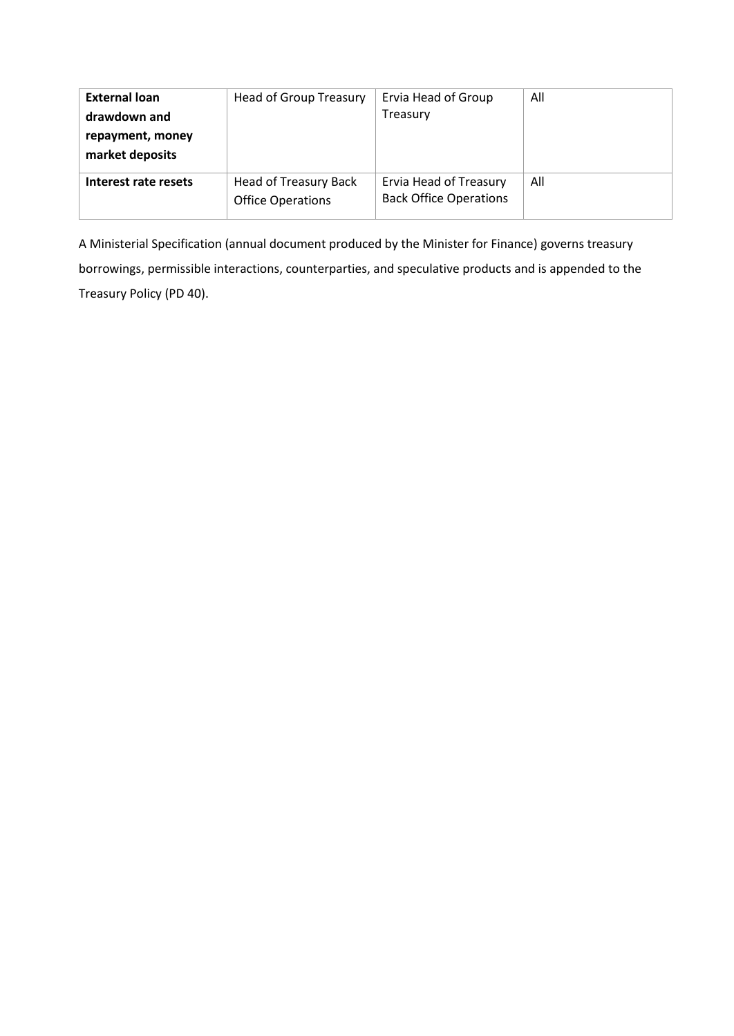| **External loan drawdown and repayment, money market deposits** | Head of Group Treasury | Ervia Head of Group Treasury | All |
|---|---|---|---|
| **Interest rate resets** | Head of Treasury Back Office Operations | Ervia Head of Treasury Back Office Operations | All |

A Ministerial Specification (annual document produced by the Minister for Finance) governs treasury borrowings, permissible interactions, counterparties, and speculative products and is appended to the Treasury Policy (PD 40).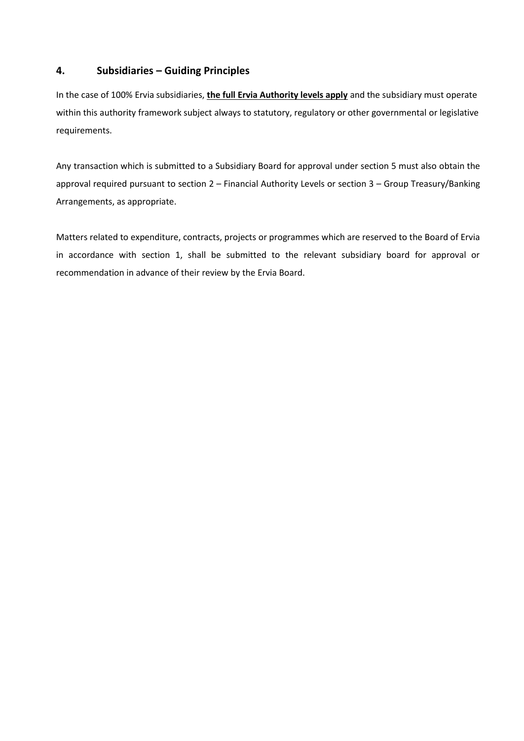## 4. Subsidiaries – Guiding Principles

In the case of 100% Ervia subsidiaries, **the full Ervia Authority levels apply** and the subsidiary must operate within this authority framework subject always to statutory, regulatory or other governmental or legislative requirements.

Any transaction which is submitted to a Subsidiary Board for approval under section 5 must also obtain the approval required pursuant to section 2 – Financial Authority Levels or section 3 – Group Treasury/Banking Arrangements, as appropriate.

Matters related to expenditure, contracts, projects or programmes which are reserved to the Board of Ervia in accordance with section 1, shall be submitted to the relevant subsidiary board for approval or recommendation in advance of their review by the Ervia Board.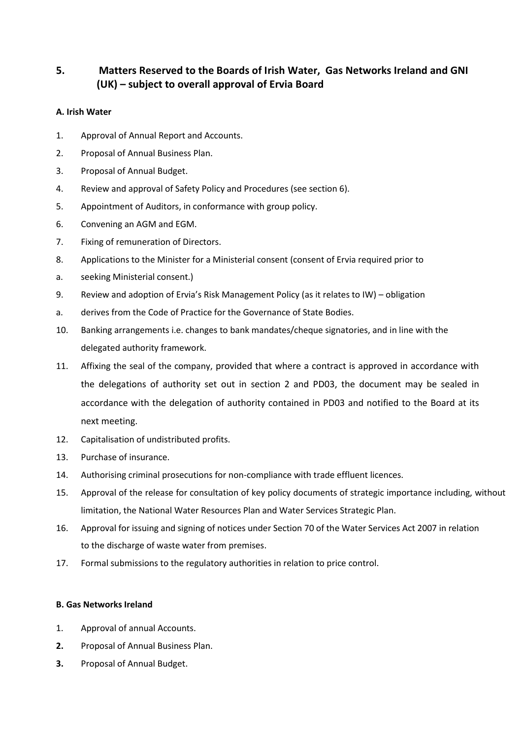## 5. Matters Reserved to the Boards of Irish Water, Gas Networks Ireland and GNI (UK) – subject to overall approval of Ervia Board

**A. Irish Water**

1. Approval of Annual Report and Accounts.
2. Proposal of Annual Business Plan.
3. Proposal of Annual Budget.
4. Review and approval of Safety Policy and Procedures (see section 6).
5. Appointment of Auditors, in conformance with group policy.
6. Convening an AGM and EGM.
7. Fixing of remuneration of Directors.
8. Applications to the Minister for a Ministerial consent (consent of Ervia required prior to
   a. seeking Ministerial consent.)
9. Review and adoption of Ervia's Risk Management Policy (as it relates to IW) – obligation
   a. derives from the Code of Practice for the Governance of State Bodies.
10. Banking arrangements i.e. changes to bank mandates/cheque signatories, and in line with the delegated authority framework.
11. Affixing the seal of the company, provided that where a contract is approved in accordance with the delegations of authority set out in section 2 and PD03, the document may be sealed in accordance with the delegation of authority contained in PD03 and notified to the Board at its next meeting.
12. Capitalisation of undistributed profits.
13. Purchase of insurance.
14. Authorising criminal prosecutions for non-compliance with trade effluent licences.
15. Approval of the release for consultation of key policy documents of strategic importance including, without limitation, the National Water Resources Plan and Water Services Strategic Plan.
16. Approval for issuing and signing of notices under Section 70 of the Water Services Act 2007 in relation to the discharge of waste water from premises.
17. Formal submissions to the regulatory authorities in relation to price control.

**B. Gas Networks Ireland**

1. Approval of annual Accounts.
2. Proposal of Annual Business Plan.
3. Proposal of Annual Budget.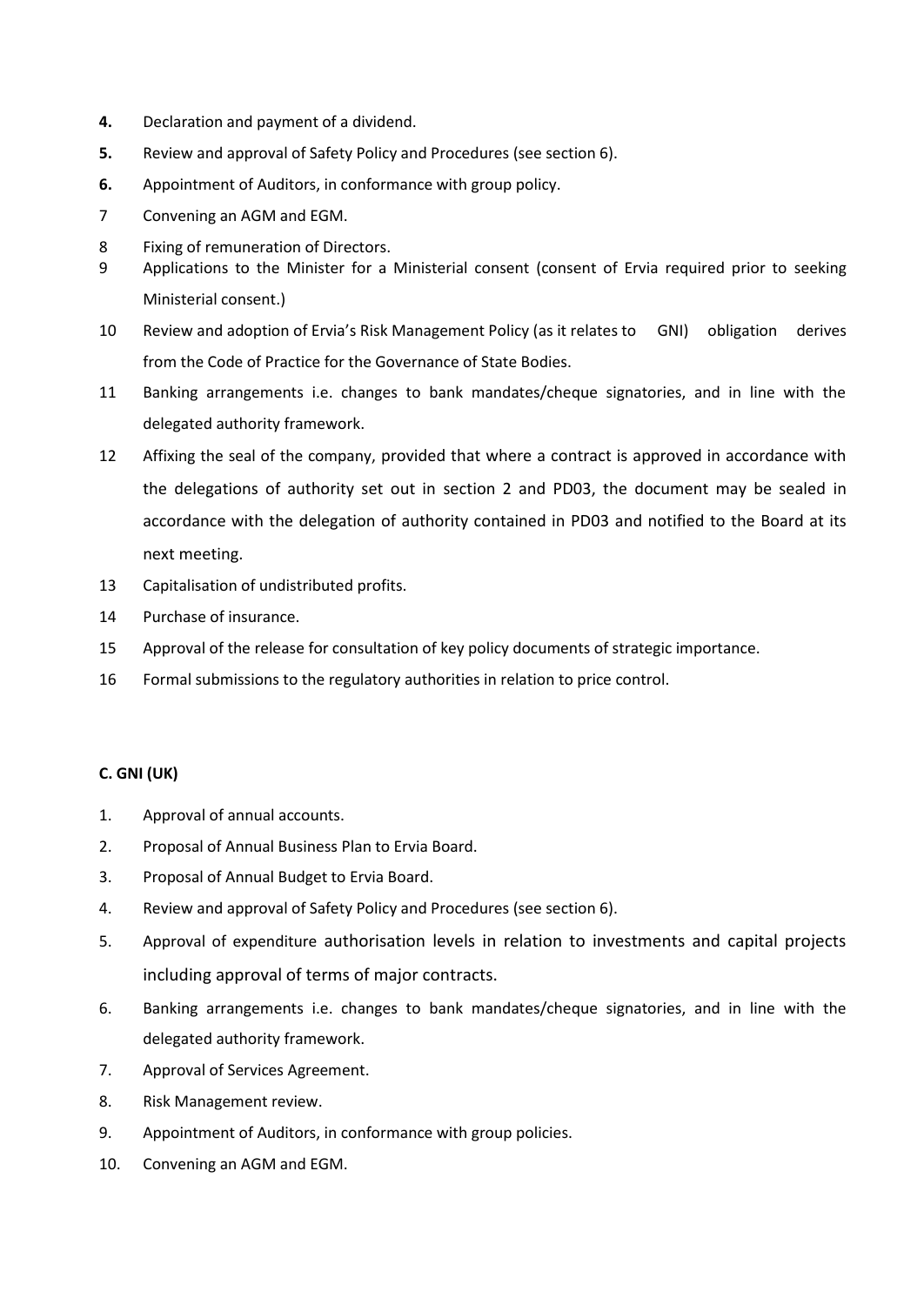**4.** Declaration and payment of a dividend.

**5.** Review and approval of Safety Policy and Procedures (see section 6).

**6.** Appointment of Auditors, in conformance with group policy.

7 Convening an AGM and EGM.

8 Fixing of remuneration of Directors.

9 Applications to the Minister for a Ministerial consent (consent of Ervia required prior to seeking Ministerial consent.)

10 Review and adoption of Ervia's Risk Management Policy (as it relates to GNI) obligation derives from the Code of Practice for the Governance of State Bodies.

11 Banking arrangements i.e. changes to bank mandates/cheque signatories, and in line with the delegated authority framework.

12 Affixing the seal of the company, provided that where a contract is approved in accordance with the delegations of authority set out in section 2 and PD03, the document may be sealed in accordance with the delegation of authority contained in PD03 and notified to the Board at its next meeting.

13 Capitalisation of undistributed profits.

14 Purchase of insurance.

15 Approval of the release for consultation of key policy documents of strategic importance.

16 Formal submissions to the regulatory authorities in relation to price control.

**C. GNI (UK)**

1. Approval of annual accounts.
2. Proposal of Annual Business Plan to Ervia Board.
3. Proposal of Annual Budget to Ervia Board.
4. Review and approval of Safety Policy and Procedures (see section 6).
5. Approval of expenditure authorisation levels in relation to investments and capital projects including approval of terms of major contracts.
6. Banking arrangements i.e. changes to bank mandates/cheque signatories, and in line with the delegated authority framework.
7. Approval of Services Agreement.
8. Risk Management review.
9. Appointment of Auditors, in conformance with group policies.
10. Convening an AGM and EGM.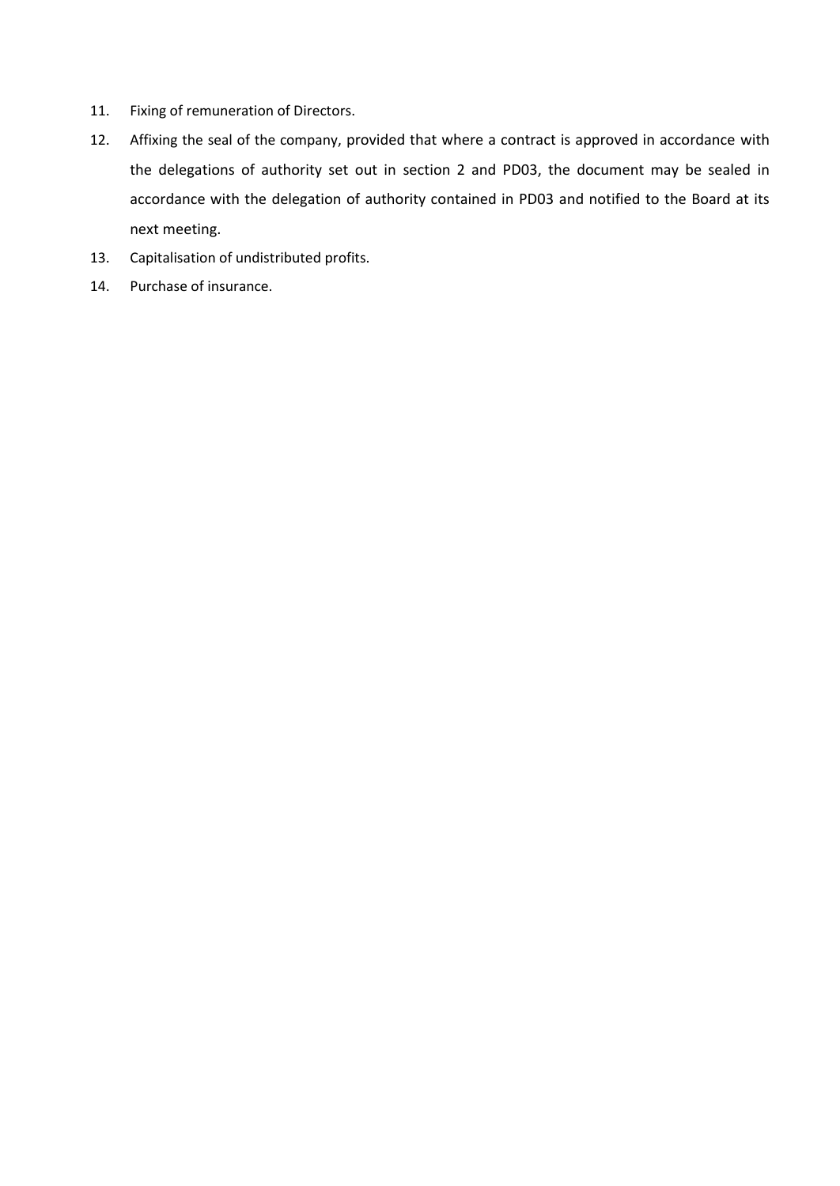11. Fixing of remuneration of Directors.
12. Affixing the seal of the company, provided that where a contract is approved in accordance with the delegations of authority set out in section 2 and PD03, the document may be sealed in accordance with the delegation of authority contained in PD03 and notified to the Board at its next meeting.
13. Capitalisation of undistributed profits.
14. Purchase of insurance.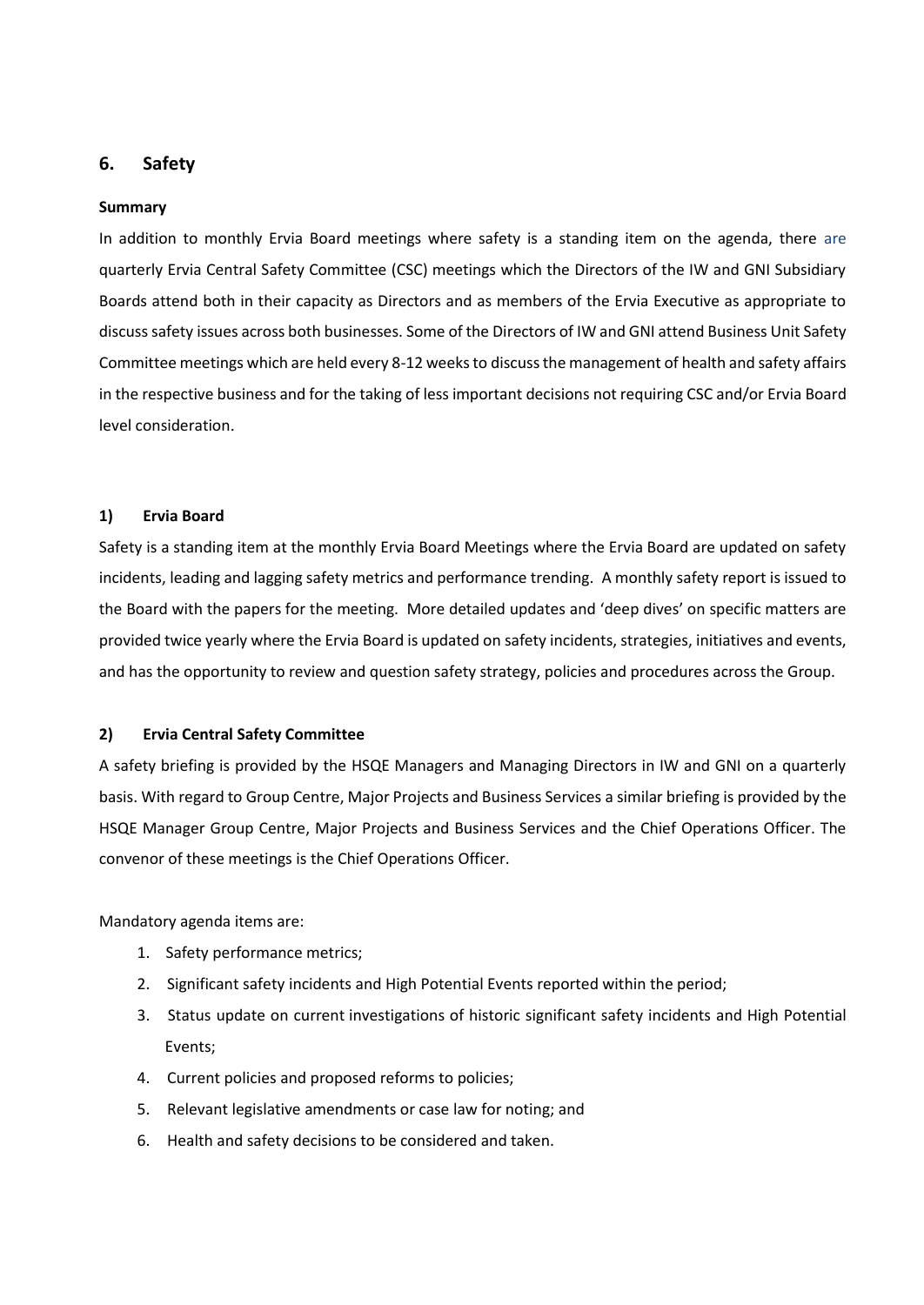## 6. Safety

**Summary**

In addition to monthly Ervia Board meetings where safety is a standing item on the agenda, there are quarterly Ervia Central Safety Committee (CSC) meetings which the Directors of the IW and GNI Subsidiary Boards attend both in their capacity as Directors and as members of the Ervia Executive as appropriate to discuss safety issues across both businesses. Some of the Directors of IW and GNI attend Business Unit Safety Committee meetings which are held every 8-12 weeks to discuss the management of health and safety affairs in the respective business and for the taking of less important decisions not requiring CSC and/or Ervia Board level consideration.

**1) Ervia Board**

Safety is a standing item at the monthly Ervia Board Meetings where the Ervia Board are updated on safety incidents, leading and lagging safety metrics and performance trending. A monthly safety report is issued to the Board with the papers for the meeting. More detailed updates and 'deep dives' on specific matters are provided twice yearly where the Ervia Board is updated on safety incidents, strategies, initiatives and events, and has the opportunity to review and question safety strategy, policies and procedures across the Group.

**2) Ervia Central Safety Committee**

A safety briefing is provided by the HSQE Managers and Managing Directors in IW and GNI on a quarterly basis. With regard to Group Centre, Major Projects and Business Services a similar briefing is provided by the HSQE Manager Group Centre, Major Projects and Business Services and the Chief Operations Officer. The convenor of these meetings is the Chief Operations Officer.

Mandatory agenda items are:

1. Safety performance metrics;
2. Significant safety incidents and High Potential Events reported within the period;
3. Status update on current investigations of historic significant safety incidents and High Potential Events;
4. Current policies and proposed reforms to policies;
5. Relevant legislative amendments or case law for noting; and
6. Health and safety decisions to be considered and taken.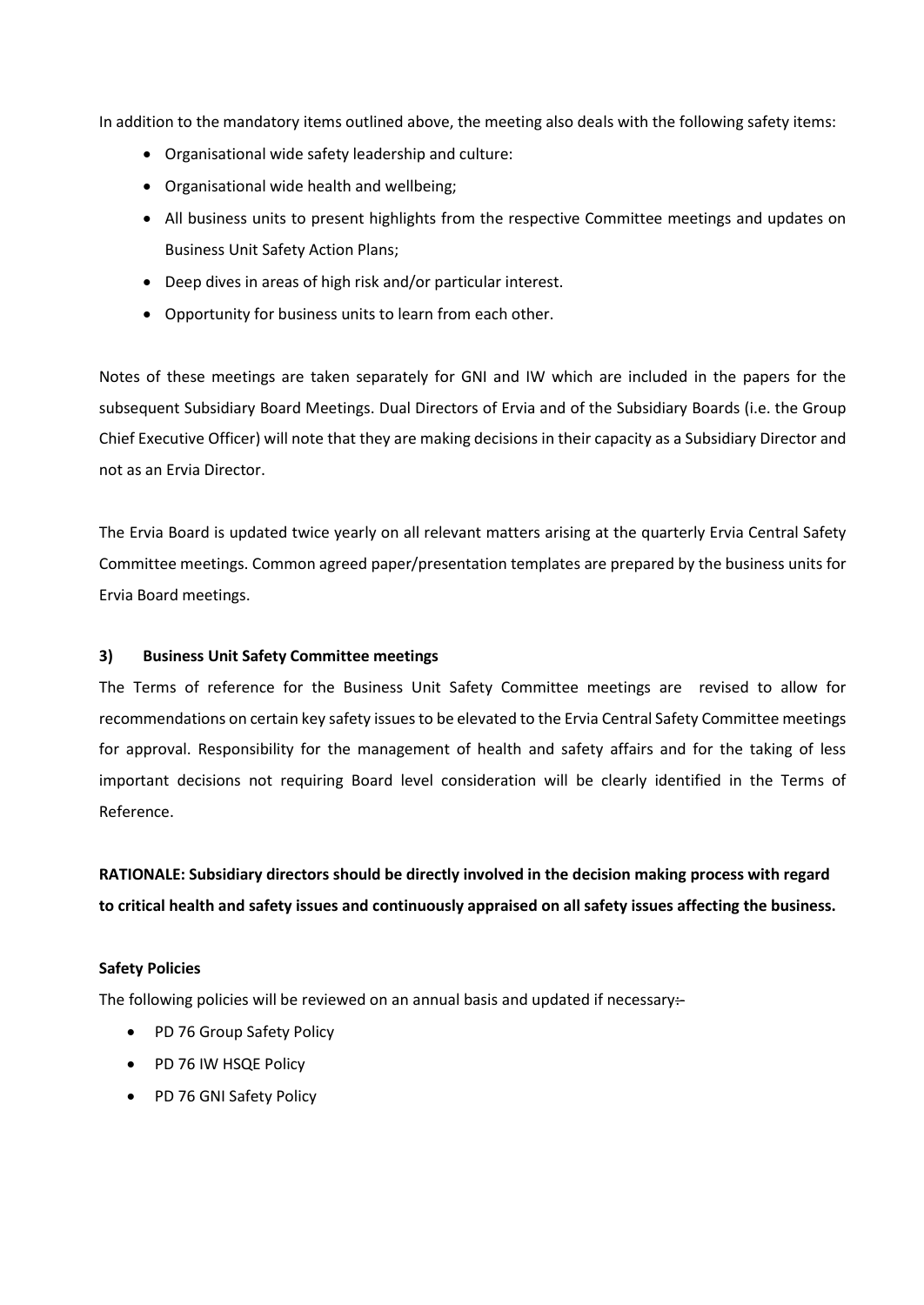In addition to the mandatory items outlined above, the meeting also deals with the following safety items:

- Organisational wide safety leadership and culture:
- Organisational wide health and wellbeing;
- All business units to present highlights from the respective Committee meetings and updates on Business Unit Safety Action Plans;
- Deep dives in areas of high risk and/or particular interest.
- Opportunity for business units to learn from each other.

Notes of these meetings are taken separately for GNI and IW which are included in the papers for the subsequent Subsidiary Board Meetings. Dual Directors of Ervia and of the Subsidiary Boards (i.e. the Group Chief Executive Officer) will note that they are making decisions in their capacity as a Subsidiary Director and not as an Ervia Director.

The Ervia Board is updated twice yearly on all relevant matters arising at the quarterly Ervia Central Safety Committee meetings. Common agreed paper/presentation templates are prepared by the business units for Ervia Board meetings.

### 3) Business Unit Safety Committee meetings

The Terms of reference for the Business Unit Safety Committee meetings are revised to allow for recommendations on certain key safety issues to be elevated to the Ervia Central Safety Committee meetings for approval. Responsibility for the management of health and safety affairs and for the taking of less important decisions not requiring Board level consideration will be clearly identified in the Terms of Reference.

**RATIONALE: Subsidiary directors should be directly involved in the decision making process with regard to critical health and safety issues and continuously appraised on all safety issues affecting the business.**

#### Safety Policies

The following policies will be reviewed on an annual basis and updated if necessary:

- PD 76 Group Safety Policy
- PD 76 IW HSQE Policy
- PD 76 GNI Safety Policy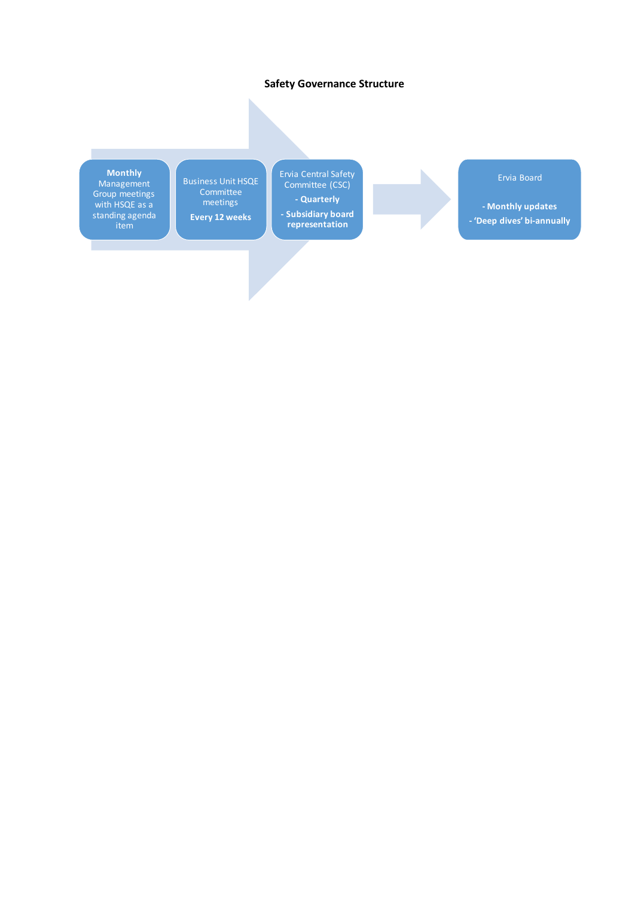**Safety Governance Structure**

**Monthly** Management Group meetings with HSQE as a standing agenda item

Business Unit HSQE Committee meetings

**Every 12 weeks**

Ervia Central Safety Committee (CSC)

**- Quarterly**

**- Subsidiary board representation**

Ervia Board

**- Monthly updates**

**- 'Deep dives' bi-annually**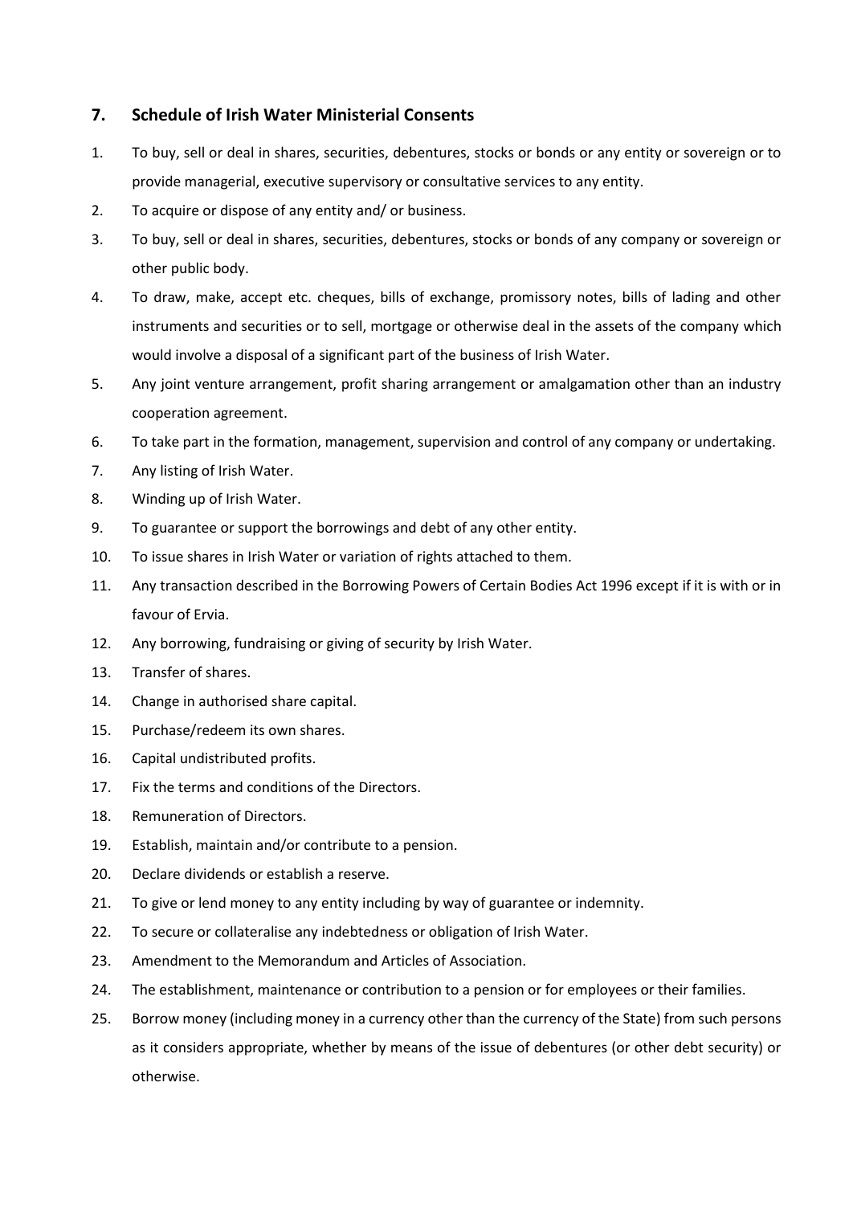## 7. Schedule of Irish Water Ministerial Consents

1. To buy, sell or deal in shares, securities, debentures, stocks or bonds or any entity or sovereign or to provide managerial, executive supervisory or consultative services to any entity.
2. To acquire or dispose of any entity and/ or business.
3. To buy, sell or deal in shares, securities, debentures, stocks or bonds of any company or sovereign or other public body.
4. To draw, make, accept etc. cheques, bills of exchange, promissory notes, bills of lading and other instruments and securities or to sell, mortgage or otherwise deal in the assets of the company which would involve a disposal of a significant part of the business of Irish Water.
5. Any joint venture arrangement, profit sharing arrangement or amalgamation other than an industry cooperation agreement.
6. To take part in the formation, management, supervision and control of any company or undertaking.
7. Any listing of Irish Water.
8. Winding up of Irish Water.
9. To guarantee or support the borrowings and debt of any other entity.
10. To issue shares in Irish Water or variation of rights attached to them.
11. Any transaction described in the Borrowing Powers of Certain Bodies Act 1996 except if it is with or in favour of Ervia.
12. Any borrowing, fundraising or giving of security by Irish Water.
13. Transfer of shares.
14. Change in authorised share capital.
15. Purchase/redeem its own shares.
16. Capital undistributed profits.
17. Fix the terms and conditions of the Directors.
18. Remuneration of Directors.
19. Establish, maintain and/or contribute to a pension.
20. Declare dividends or establish a reserve.
21. To give or lend money to any entity including by way of guarantee or indemnity.
22. To secure or collateralise any indebtedness or obligation of Irish Water.
23. Amendment to the Memorandum and Articles of Association.
24. The establishment, maintenance or contribution to a pension or for employees or their families.
25. Borrow money (including money in a currency other than the currency of the State) from such persons as it considers appropriate, whether by means of the issue of debentures (or other debt security) or otherwise.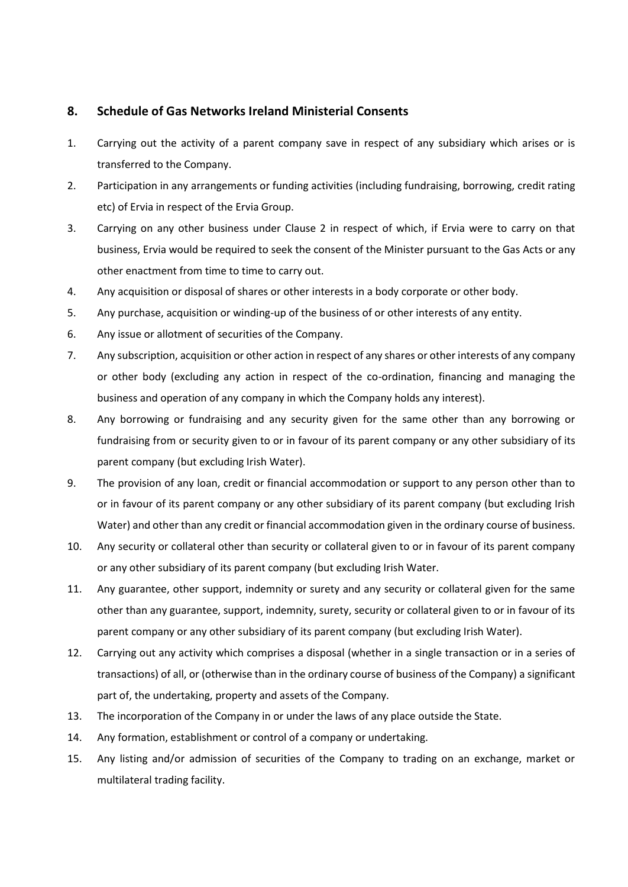## 8. Schedule of Gas Networks Ireland Ministerial Consents

1. Carrying out the activity of a parent company save in respect of any subsidiary which arises or is transferred to the Company.
2. Participation in any arrangements or funding activities (including fundraising, borrowing, credit rating etc) of Ervia in respect of the Ervia Group.
3. Carrying on any other business under Clause 2 in respect of which, if Ervia were to carry on that business, Ervia would be required to seek the consent of the Minister pursuant to the Gas Acts or any other enactment from time to time to carry out.
4. Any acquisition or disposal of shares or other interests in a body corporate or other body.
5. Any purchase, acquisition or winding-up of the business of or other interests of any entity.
6. Any issue or allotment of securities of the Company.
7. Any subscription, acquisition or other action in respect of any shares or other interests of any company or other body (excluding any action in respect of the co-ordination, financing and managing the business and operation of any company in which the Company holds any interest).
8. Any borrowing or fundraising and any security given for the same other than any borrowing or fundraising from or security given to or in favour of its parent company or any other subsidiary of its parent company (but excluding Irish Water).
9. The provision of any loan, credit or financial accommodation or support to any person other than to or in favour of its parent company or any other subsidiary of its parent company (but excluding Irish Water) and other than any credit or financial accommodation given in the ordinary course of business.
10. Any security or collateral other than security or collateral given to or in favour of its parent company or any other subsidiary of its parent company (but excluding Irish Water.
11. Any guarantee, other support, indemnity or surety and any security or collateral given for the same other than any guarantee, support, indemnity, surety, security or collateral given to or in favour of its parent company or any other subsidiary of its parent company (but excluding Irish Water).
12. Carrying out any activity which comprises a disposal (whether in a single transaction or in a series of transactions) of all, or (otherwise than in the ordinary course of business of the Company) a significant part of, the undertaking, property and assets of the Company.
13. The incorporation of the Company in or under the laws of any place outside the State.
14. Any formation, establishment or control of a company or undertaking.
15. Any listing and/or admission of securities of the Company to trading on an exchange, market or multilateral trading facility.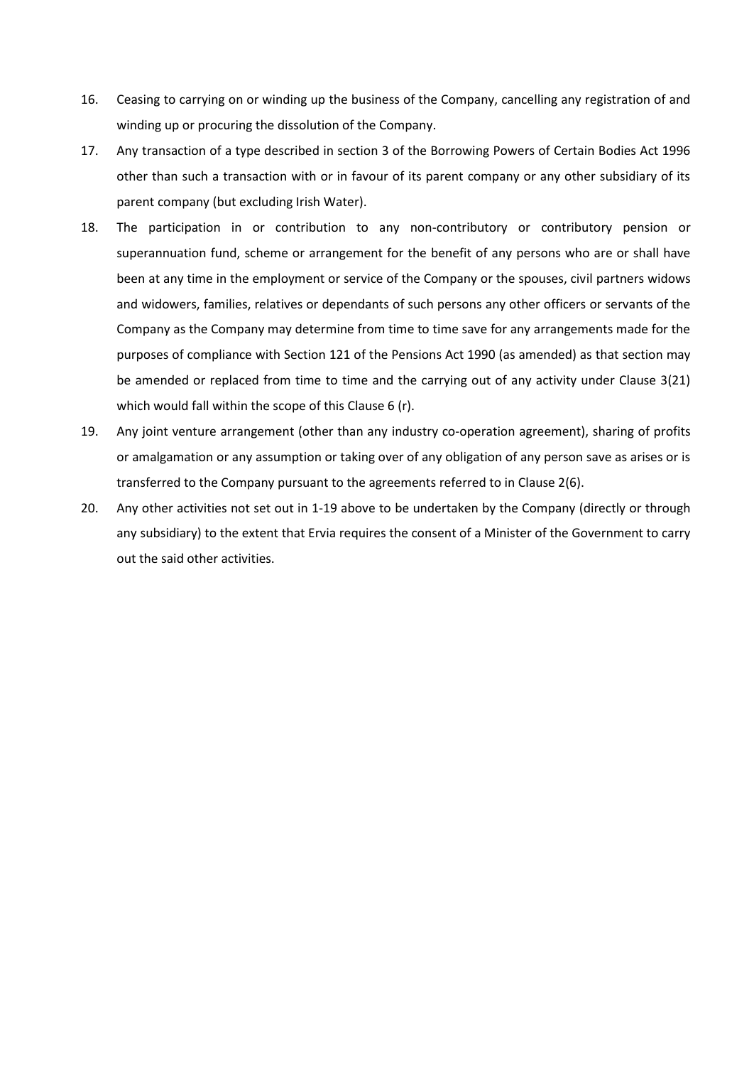16. Ceasing to carrying on or winding up the business of the Company, cancelling any registration of and winding up or procuring the dissolution of the Company.
17. Any transaction of a type described in section 3 of the Borrowing Powers of Certain Bodies Act 1996 other than such a transaction with or in favour of its parent company or any other subsidiary of its parent company (but excluding Irish Water).
18. The participation in or contribution to any non-contributory or contributory pension or superannuation fund, scheme or arrangement for the benefit of any persons who are or shall have been at any time in the employment or service of the Company or the spouses, civil partners widows and widowers, families, relatives or dependants of such persons any other officers or servants of the Company as the Company may determine from time to time save for any arrangements made for the purposes of compliance with Section 121 of the Pensions Act 1990 (as amended) as that section may be amended or replaced from time to time and the carrying out of any activity under Clause 3(21) which would fall within the scope of this Clause 6 (r).
19. Any joint venture arrangement (other than any industry co-operation agreement), sharing of profits or amalgamation or any assumption or taking over of any obligation of any person save as arises or is transferred to the Company pursuant to the agreements referred to in Clause 2(6).
20. Any other activities not set out in 1-19 above to be undertaken by the Company (directly or through any subsidiary) to the extent that Ervia requires the consent of a Minister of the Government to carry out the said other activities.